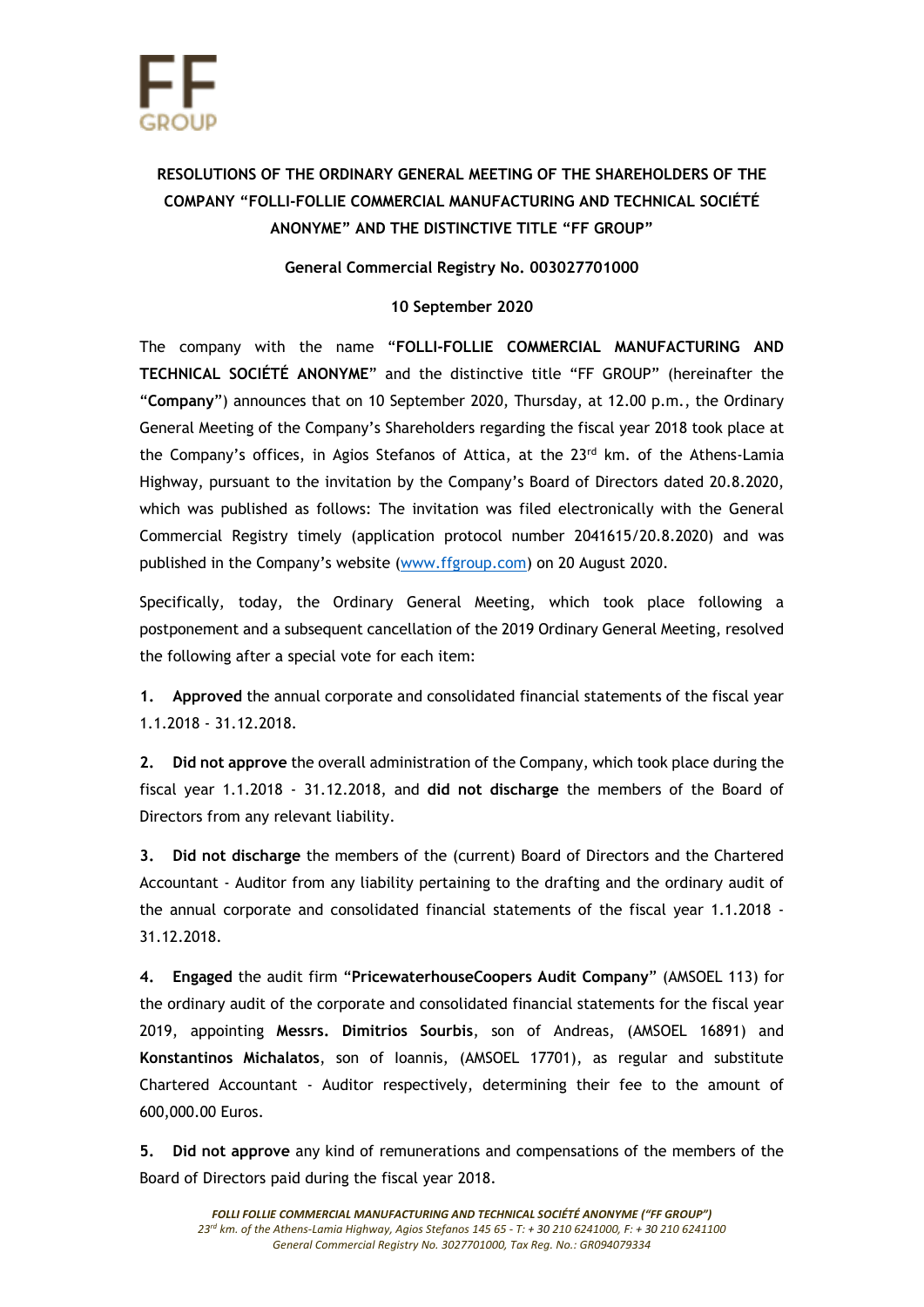**RESOLUTIONS OF THE ORDINARY GENERAL MEETING OF THE SHAREHOLDERS OF THE COMPANY "FOLLI-FOLLIE COMMERCIAL MANUFACTURING AND TECHNICAL SOCIÉTÉ ANONYME" AND THE DISTINCTIVE TITLE "FF GROUP"**

**General Commercial Registry No. 003027701000**

**10 September 2020**

The company with the name "**FOLLI-FOLLIE COMMERCIAL MANUFACTURING AND TECHNICAL SOCIÉTÉ ANONYME**" and the distinctive title "FF GROUP" (hereinafter the "**Company**") announces that on 10 September 2020, Thursday, at 12.00 p.m., the Ordinary General Meeting of the Company's Shareholders regarding the fiscal year 2018 took place at the Company's offices, in Agios Stefanos of Attica, at the 23rd km. of the Athens-Lamia Highway, pursuant to the invitation by the Company's Board of Directors dated 20.8.2020, which was published as follows: The invitation was filed electronically with the General Commercial Registry timely (application protocol number 2041615/20.8.2020) and was published in the Company's website (www.ffgroup.com) on 20 August 2020.

Specifically, today, the Ordinary General Meeting, which took place following a postponement and a subsequent cancellation of the 2019 Ordinary General Meeting, resolved the following after a special vote for each item:

1. **Approved** the annual corporate and consolidated financial statements of the fiscal year 1.1.2018 - 31.12.2018.

2. **Did not approve** the overall administration of the Company, which took place during the fiscal year 1.1.2018 - 31.12.2018, and **did not discharge** the members of the Board of Directors from any relevant liability.

3. **Did not discharge** the members of the (current) Board of Directors and the Chartered Accountant - Auditor from any liability pertaining to the drafting and the ordinary audit of the annual corporate and consolidated financial statements of the fiscal year 1.1.2018 - 31.12.2018.

4. **Engaged** the audit firm "**PricewaterhouseCoopers Audit Company**" (AMSOEL 113) for the ordinary audit of the corporate and consolidated financial statements for the fiscal year 2019, appointing **Messrs. Dimitrios Sourbis**, son of Andreas, (AMSOEL 16891) and **Konstantinos Michalatos**, son of Ioannis, (AMSOEL 17701), as regular and substitute Chartered Accountant - Auditor respectively, determining their fee to the amount of 600,000.00 Euros.

5. **Did not approve** any kind of remunerations and compensations of the members of the Board of Directors paid during the fiscal year 2018.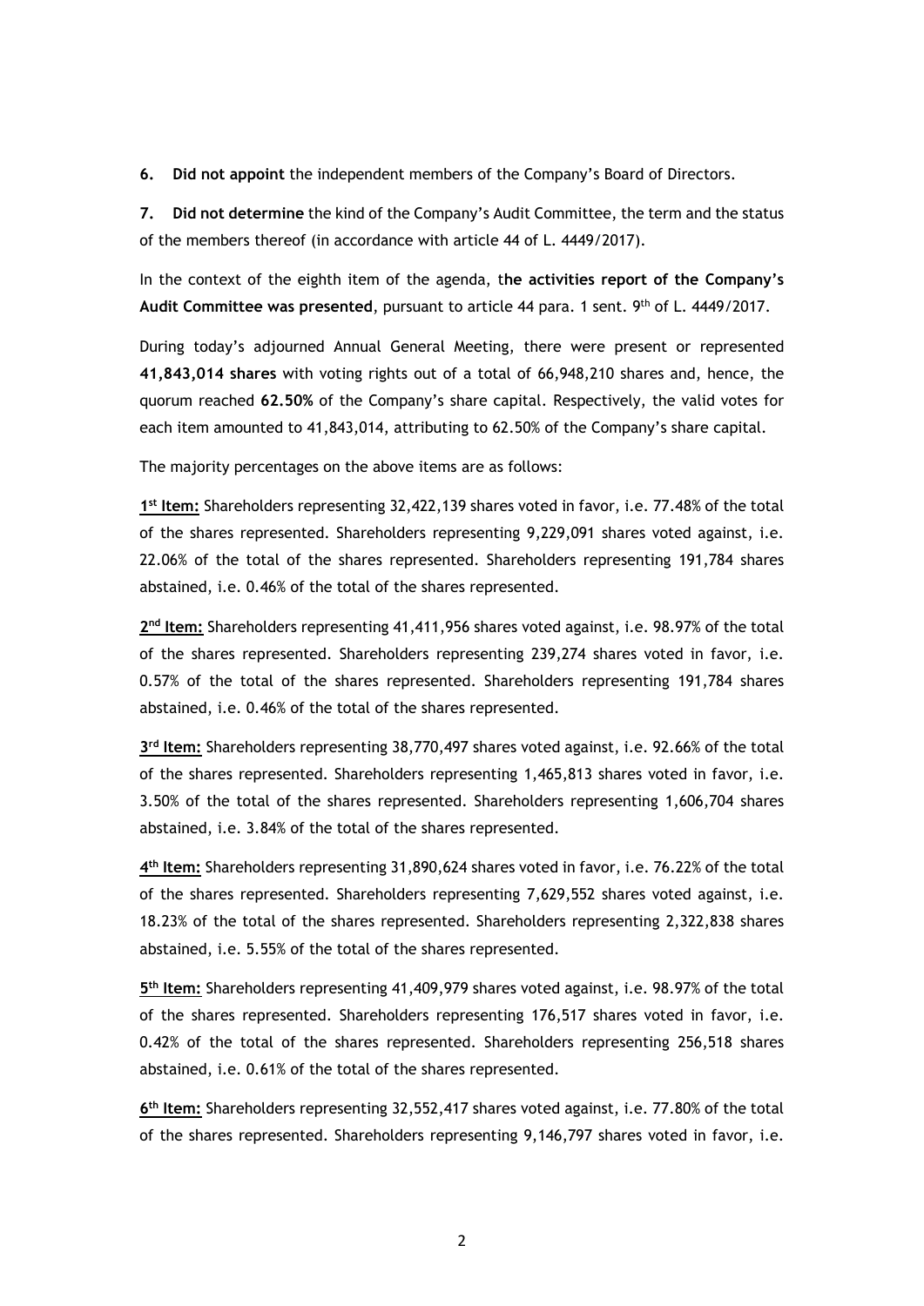**6. Did not appoint** the independent members of the Company's Board of Directors.

**7. Did not determine** the kind of the Company's Audit Committee, the term and the status of the members thereof (in accordance with article 44 of L. 4449/2017).

In the context of the eighth item of the agenda, t**he activities report of the Company's Audit Committee was presented**, pursuant to article 44 para. 1 sent. 9th of L. 4449/2017.

During today's adjourned Annual General Meeting, there were present or represented **41,843,014 shares** with voting rights out of a total of 66,948,210 shares and, hence, the quorum reached **62.50%** of the Company's share capital. Respectively, the valid votes for each item amounted to 41,843,014, attributing to 62.50% of the Company's share capital.

The majority percentages on the above items are as follows:

**1st Item:** Shareholders representing 32,422,139 shares voted in favor, i.e. 77.48% of the total of the shares represented. Shareholders representing 9,229,091 shares voted against, i.e. 22.06% of the total of the shares represented. Shareholders representing 191,784 shares abstained, i.e. 0.46% of the total of the shares represented.

**2nd Item:** Shareholders representing 41,411,956 shares voted against, i.e. 98.97% of the total of the shares represented. Shareholders representing 239,274 shares voted in favor, i.e. 0.57% of the total of the shares represented. Shareholders representing 191,784 shares abstained, i.e. 0.46% of the total of the shares represented.

**3rd Item:** Shareholders representing 38,770,497 shares voted against, i.e. 92.66% of the total of the shares represented. Shareholders representing 1,465,813 shares voted in favor, i.e. 3.50% of the total of the shares represented. Shareholders representing 1,606,704 shares abstained, i.e. 3.84% of the total of the shares represented.

**4th Item:** Shareholders representing 31,890,624 shares voted in favor, i.e. 76.22% of the total of the shares represented. Shareholders representing 7,629,552 shares voted against, i.e. 18.23% of the total of the shares represented. Shareholders representing 2,322,838 shares abstained, i.e. 5.55% of the total of the shares represented.

**5th Item:** Shareholders representing 41,409,979 shares voted against, i.e. 98.97% of the total of the shares represented. Shareholders representing 176,517 shares voted in favor, i.e. 0.42% of the total of the shares represented. Shareholders representing 256,518 shares abstained, i.e. 0.61% of the total of the shares represented.

**6th Item:** Shareholders representing 32,552,417 shares voted against, i.e. 77.80% of the total of the shares represented. Shareholders representing 9,146,797 shares voted in favor, i.e.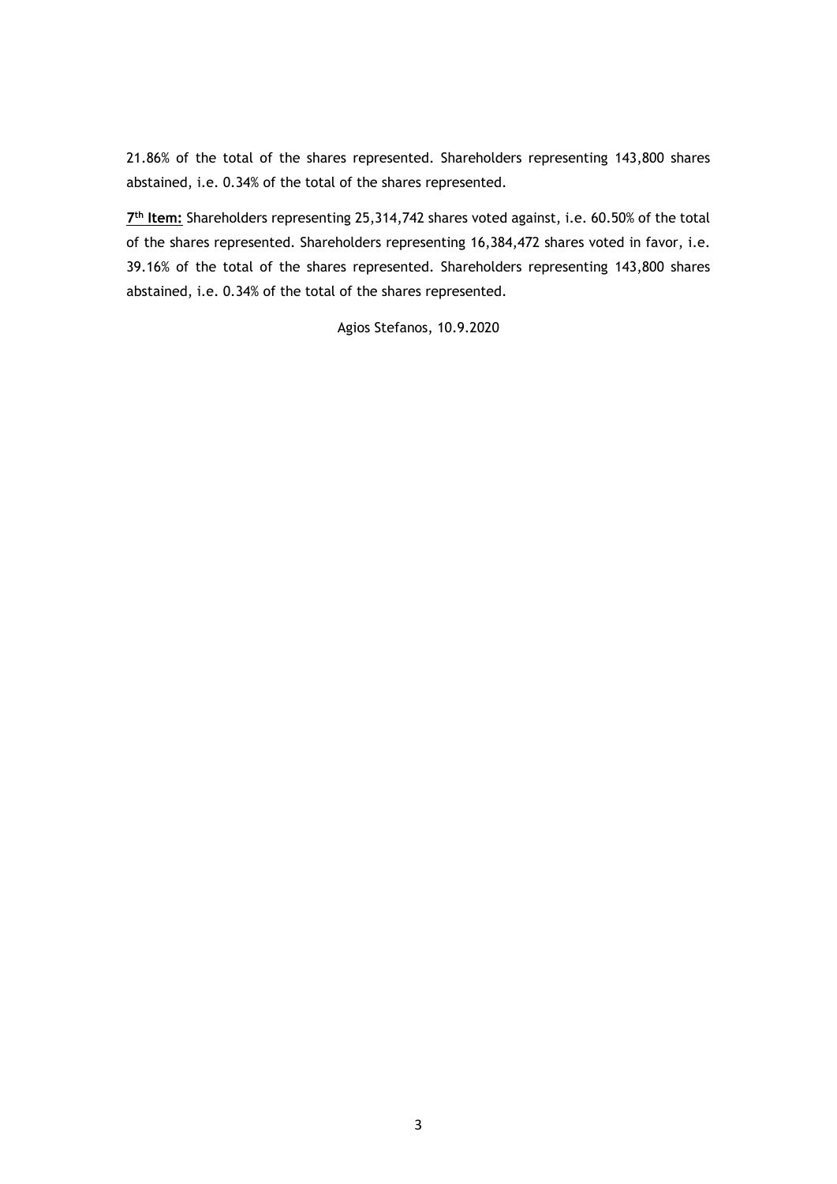21.86% of the total of the shares represented. Shareholders representing 143,800 shares abstained, i.e. 0.34% of the total of the shares represented.

**7th Item:** Shareholders representing 25,314,742 shares voted against, i.e. 60.50% of the total of the shares represented. Shareholders representing 16,384,472 shares voted in favor, i.e. 39.16% of the total of the shares represented. Shareholders representing 143,800 shares abstained, i.e. 0.34% of the total of the shares represented.

Agios Stefanos, 10.9.2020